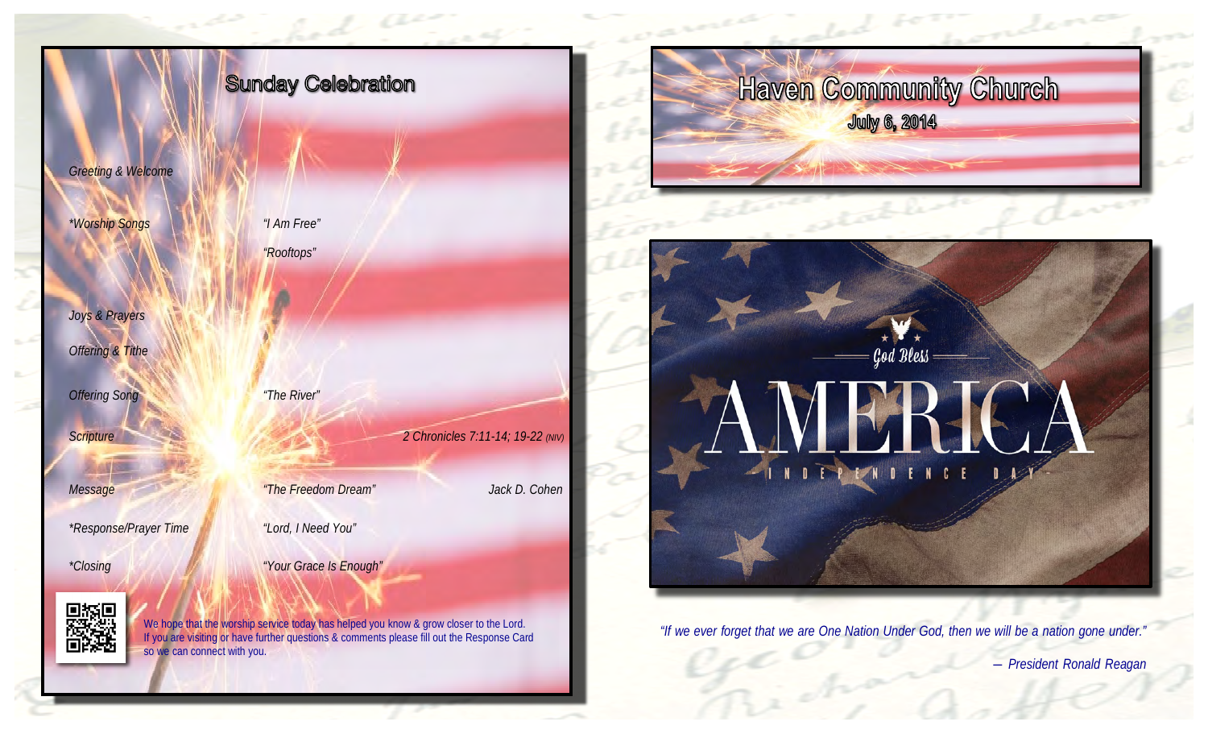# Sunday Celebration

| | | |
|---|---|---|
| *Greeting & Welcome* | | |
| *\*Worship Songs* | *"I Am Free"* | |
| | *"Rooftops"* | |
| *Joys & Prayers* | | |
| *Offering & Tithe* | | |
| *Offering Song* | *"The River"* | |
| *Scripture* | | *2 Chronicles 7:11-14; 19-22 (NIV)* |
| *Message* | *"The Freedom Dream"* | *Jack D. Cohen* |
| *\*Response/Prayer Time* | *"Lord, I Need You"* | |
| *\*Closing* | *"Your Grace Is Enough"* | |

We hope that the worship service today has helped you know & grow closer to the Lord. If you are visiting or have further questions & comments please fill out the Response Card so we can connect with you.

# Haven Community Church

**July 6, 2014**

God Bless

AMERICA

INDEPENDENCE DAY

*"If we ever forget that we are One Nation Under God, then we will be a nation gone under."*

*— President Ronald Reagan*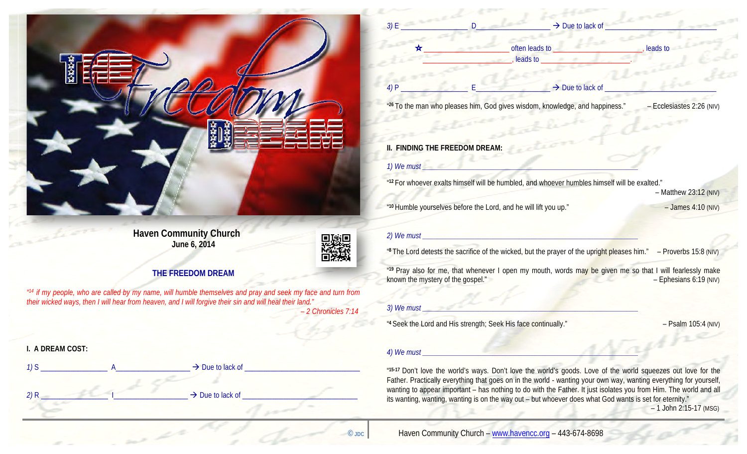Haven Community Church
June 6, 2014

**THE FREEDOM DREAM**

*"[14] if my people, who are called by my name, will humble themselves and pray and seek my face and turn from their wicked ways, then I will hear from heaven, and I will forgive their sin and will heal their land."*
*– 2 Chronicles 7:14*

**I. A DREAM COST:**

*1)* S _______________ A_________________ → Due to lack of ____________________________

*2)* R _______________ I_________________ → Due to lack of ____________________________

*3)* E _______________ D_________________ → Due to lack of ____________________________

★ ____________________ often leads to ____________________, leads to ____________________, leads to ____________________.

*4)* P _______________ E_________________ → Due to lack of ____________________________

"[26] To the man who pleases him, God gives wisdom, knowledge, and happiness." – Ecclesiastes 2:26 (NIV)

**II. FINDING THE FREEDOM DREAM:**

*1) We must* ______________________________________________________

"[12] For whoever exalts himself will be humbled, and whoever humbles himself will be exalted." – Matthew 23:12 (NIV)

"[10] Humble yourselves before the Lord, and he will lift you up." – James 4:10 (NIV)

*2) We must* ______________________________________________________

"[8] The Lord detests the sacrifice of the wicked, but the prayer of the upright pleases him." – Proverbs 15:8 (NIV)

"[19] Pray also for me, that whenever I open my mouth, words may be given me so that I will fearlessly make known the mystery of the gospel." – Ephesians 6:19 (NIV)

*3) We must* ______________________________________________________

"[4] Seek the Lord and His strength; Seek His face continually." – Psalm 105:4 (NIV)

*4) We must* ______________________________________________________

"[15-17] Don't love the world's ways. Don't love the world's goods. Love of the world squeezes out love for the Father. Practically everything that goes on in the world - wanting your own way, wanting everything for yourself, wanting to appear important – has nothing to do with the Father. It just isolates you from Him. The world and all its wanting, wanting, wanting is on the way out – but whoever does what God wants is set for eternity." – 1 John 2:15-17 (MSG)

© JDC

Haven Community Church – www.havencc.org – 443-674-8698